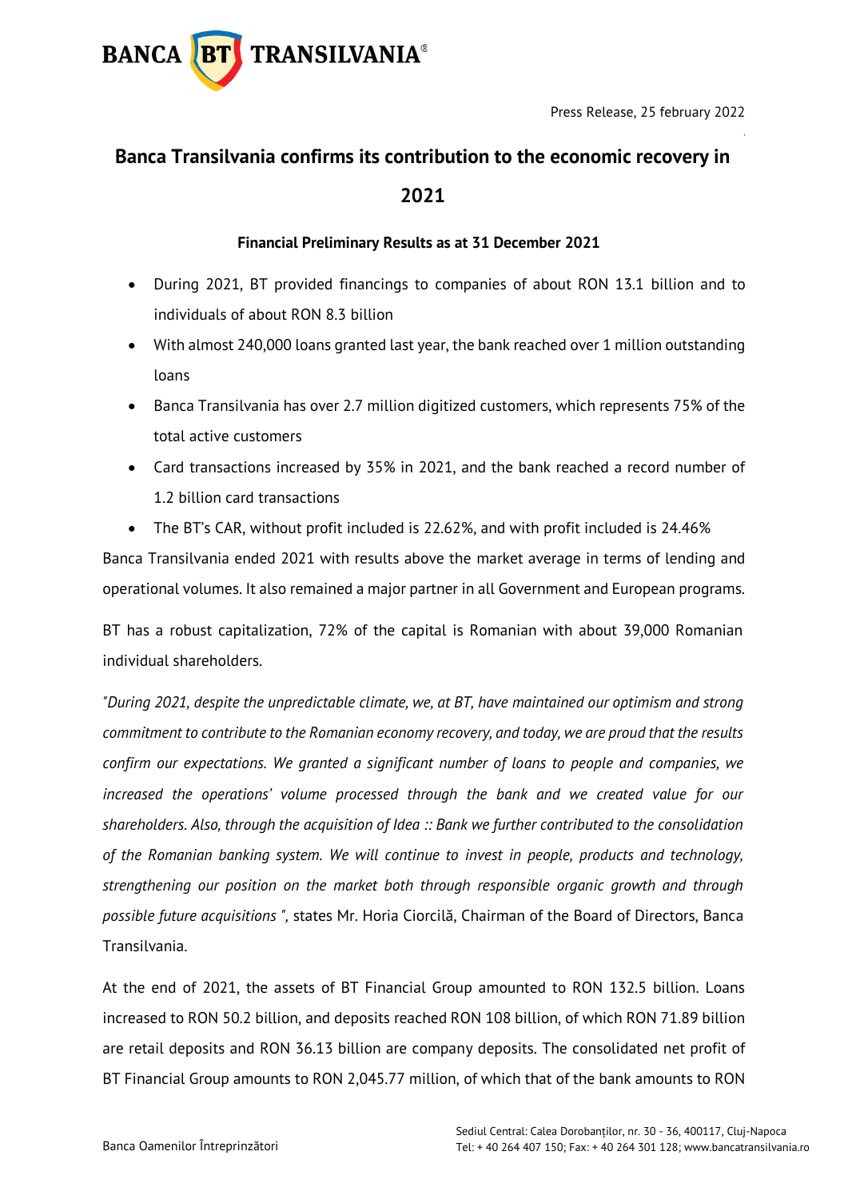Press Release, 25 february 2022

# Banca Transilvania confirms its contribution to the economic recovery in 2021

**Financial Preliminary Results as at 31 December 2021**

- During 2021, BT provided financings to companies of about RON 13.1 billion and to individuals of about RON 8.3 billion
- With almost 240,000 loans granted last year, the bank reached over 1 million outstanding loans
- Banca Transilvania has over 2.7 million digitized customers, which represents 75% of the total active customers
- Card transactions increased by 35% in 2021, and the bank reached a record number of 1.2 billion card transactions
- The BT's CAR, without profit included is 22.62%, and with profit included is 24.46%

Banca Transilvania ended 2021 with results above the market average in terms of lending and operational volumes. It also remained a major partner in all Government and European programs.

BT has a robust capitalization, 72% of the capital is Romanian with about 39,000 Romanian individual shareholders.

*"During 2021, despite the unpredictable climate, we, at BT, have maintained our optimism and strong commitment to contribute to the Romanian economy recovery, and today, we are proud that the results confirm our expectations. We granted a significant number of loans to people and companies, we increased the operations' volume processed through the bank and we created value for our shareholders. Also, through the acquisition of Idea :: Bank we further contributed to the consolidation of the Romanian banking system. We will continue to invest in people, products and technology, strengthening our position on the market both through responsible organic growth and through possible future acquisitions ",* states Mr. Horia Ciorcilă, Chairman of the Board of Directors, Banca Transilvania.

At the end of 2021, the assets of BT Financial Group amounted to RON 132.5 billion. Loans increased to RON 50.2 billion, and deposits reached RON 108 billion, of which RON 71.89 billion are retail deposits and RON 36.13 billion are company deposits. The consolidated net profit of BT Financial Group amounts to RON 2,045.77 million, of which that of the bank amounts to RON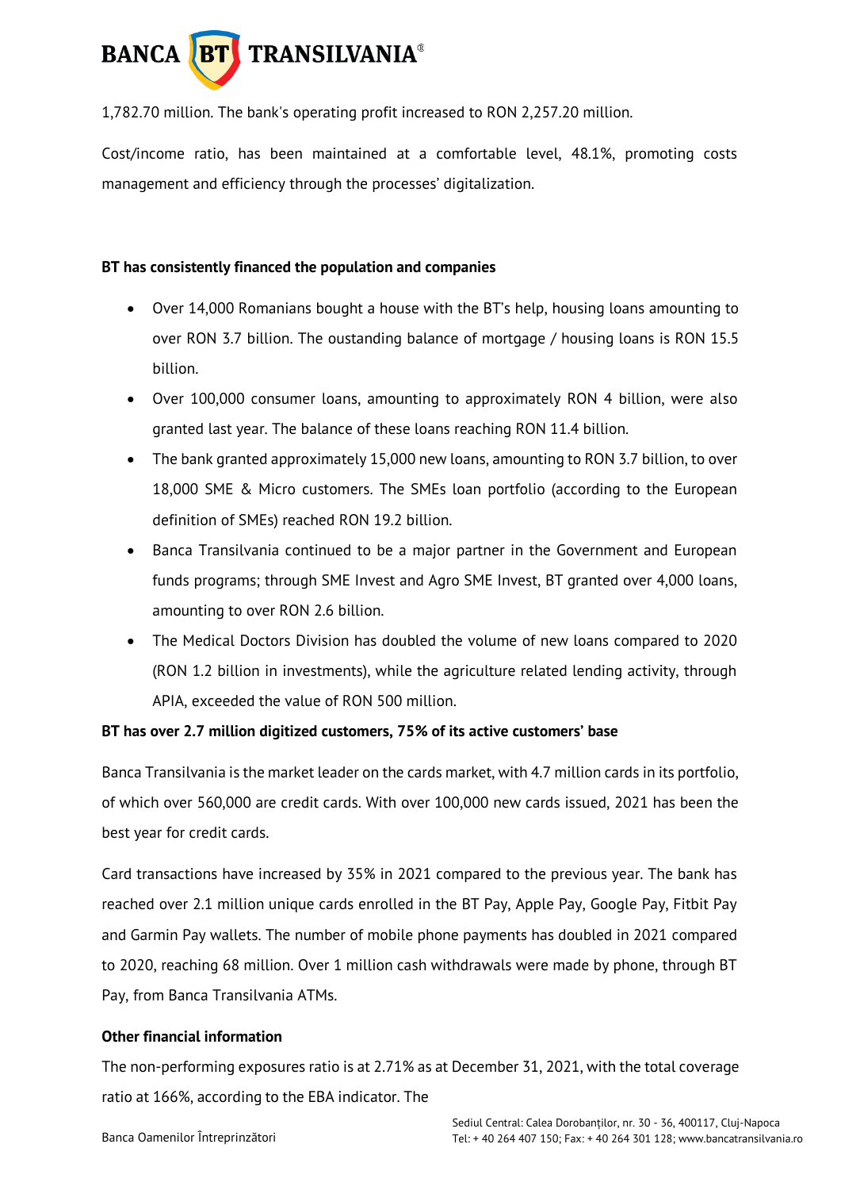1,782.70 million. The bank's operating profit increased to RON 2,257.20 million.

Cost/income ratio, has been maintained at a comfortable level, 48.1%, promoting costs management and efficiency through the processes' digitalization.

**BT has consistently financed the population and companies**

- Over 14,000 Romanians bought a house with the BT's help, housing loans amounting to over RON 3.7 billion. The oustanding balance of mortgage / housing loans is RON 15.5 billion.
- Over 100,000 consumer loans, amounting to approximately RON 4 billion, were also granted last year. The balance of these loans reaching RON 11.4 billion.
- The bank granted approximately 15,000 new loans, amounting to RON 3.7 billion, to over 18,000 SME & Micro customers. The SMEs loan portfolio (according to the European definition of SMEs) reached RON 19.2 billion.
- Banca Transilvania continued to be a major partner in the Government and European funds programs; through SME Invest and Agro SME Invest, BT granted over 4,000 loans, amounting to over RON 2.6 billion.
- The Medical Doctors Division has doubled the volume of new loans compared to 2020 (RON 1.2 billion in investments), while the agriculture related lending activity, through APIA, exceeded the value of RON 500 million.

**BT has over 2.7 million digitized customers, 75% of its active customers' base**

Banca Transilvania is the market leader on the cards market, with 4.7 million cards in its portfolio, of which over 560,000 are credit cards. With over 100,000 new cards issued, 2021 has been the best year for credit cards.

Card transactions have increased by 35% in 2021 compared to the previous year. The bank has reached over 2.1 million unique cards enrolled in the BT Pay, Apple Pay, Google Pay, Fitbit Pay and Garmin Pay wallets. The number of mobile phone payments has doubled in 2021 compared to 2020, reaching 68 million. Over 1 million cash withdrawals were made by phone, through BT Pay, from Banca Transilvania ATMs.

**Other financial information**

The non-performing exposures ratio is at 2.71% as at December 31, 2021, with the total coverage ratio at 166%, according to the EBA indicator. The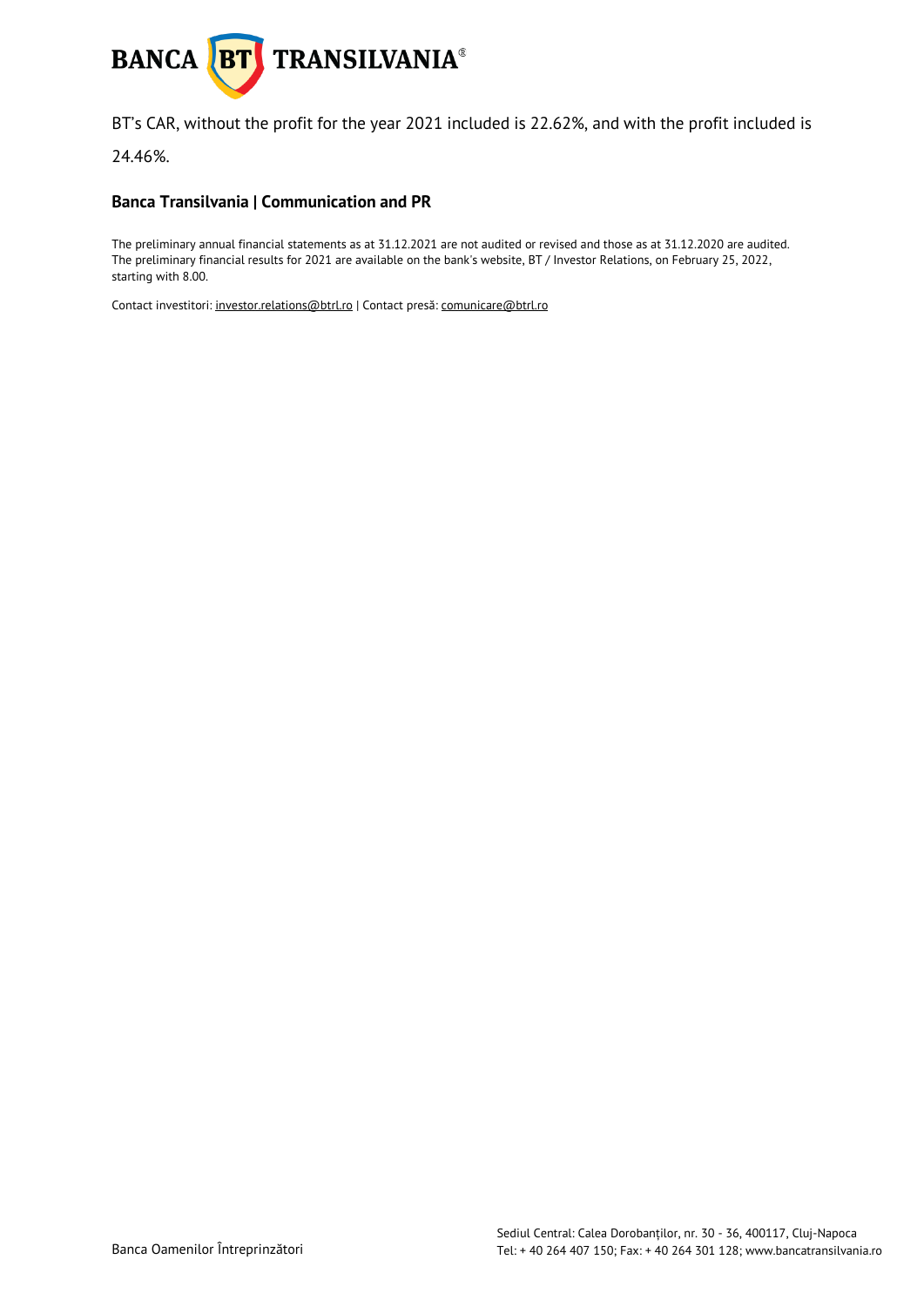BT's CAR, without the profit for the year 2021 included is 22.62%, and with the profit included is 24.46%.

**Banca Transilvania | Communication and PR**

The preliminary annual financial statements as at 31.12.2021 are not audited or revised and those as at 31.12.2020 are audited. The preliminary financial results for 2021 are available on the bank's website, BT / Investor Relations, on February 25, 2022, starting with 8.00.

Contact investitori: investor.relations@btrl.ro | Contact presă: comunicare@btrl.ro